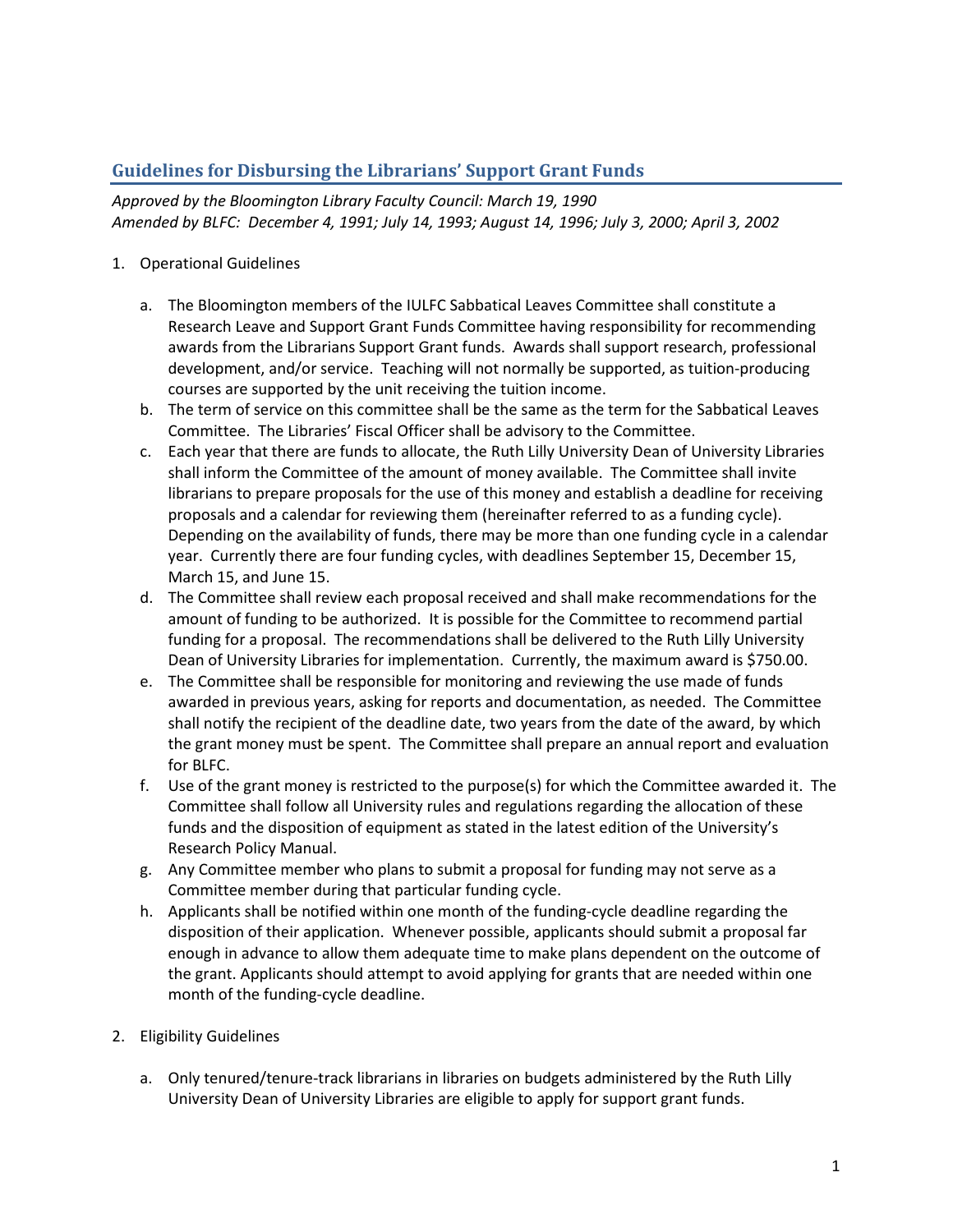## Guidelines for Disbursing the Librarians' Support Grant Funds

*Approved by the Bloomington Library Faculty Council: March 19, 1990*
*Amended by BLFC: December 4, 1991; July 14, 1993; August 14, 1996; July 3, 2000; April 3, 2002*

1. Operational Guidelines

    a. The Bloomington members of the IULFC Sabbatical Leaves Committee shall constitute a Research Leave and Support Grant Funds Committee having responsibility for recommending awards from the Librarians Support Grant funds. Awards shall support research, professional development, and/or service. Teaching will not normally be supported, as tuition-producing courses are supported by the unit receiving the tuition income.

    b. The term of service on this committee shall be the same as the term for the Sabbatical Leaves Committee. The Libraries' Fiscal Officer shall be advisory to the Committee.

    c. Each year that there are funds to allocate, the Ruth Lilly University Dean of University Libraries shall inform the Committee of the amount of money available. The Committee shall invite librarians to prepare proposals for the use of this money and establish a deadline for receiving proposals and a calendar for reviewing them (hereinafter referred to as a funding cycle). Depending on the availability of funds, there may be more than one funding cycle in a calendar year. Currently there are four funding cycles, with deadlines September 15, December 15, March 15, and June 15.

    d. The Committee shall review each proposal received and shall make recommendations for the amount of funding to be authorized. It is possible for the Committee to recommend partial funding for a proposal. The recommendations shall be delivered to the Ruth Lilly University Dean of University Libraries for implementation. Currently, the maximum award is $750.00.

    e. The Committee shall be responsible for monitoring and reviewing the use made of funds awarded in previous years, asking for reports and documentation, as needed. The Committee shall notify the recipient of the deadline date, two years from the date of the award, by which the grant money must be spent. The Committee shall prepare an annual report and evaluation for BLFC.

    f. Use of the grant money is restricted to the purpose(s) for which the Committee awarded it. The Committee shall follow all University rules and regulations regarding the allocation of these funds and the disposition of equipment as stated in the latest edition of the University's Research Policy Manual.

    g. Any Committee member who plans to submit a proposal for funding may not serve as a Committee member during that particular funding cycle.

    h. Applicants shall be notified within one month of the funding-cycle deadline regarding the disposition of their application. Whenever possible, applicants should submit a proposal far enough in advance to allow them adequate time to make plans dependent on the outcome of the grant. Applicants should attempt to avoid applying for grants that are needed within one month of the funding-cycle deadline.

2. Eligibility Guidelines

    a. Only tenured/tenure-track librarians in libraries on budgets administered by the Ruth Lilly University Dean of University Libraries are eligible to apply for support grant funds.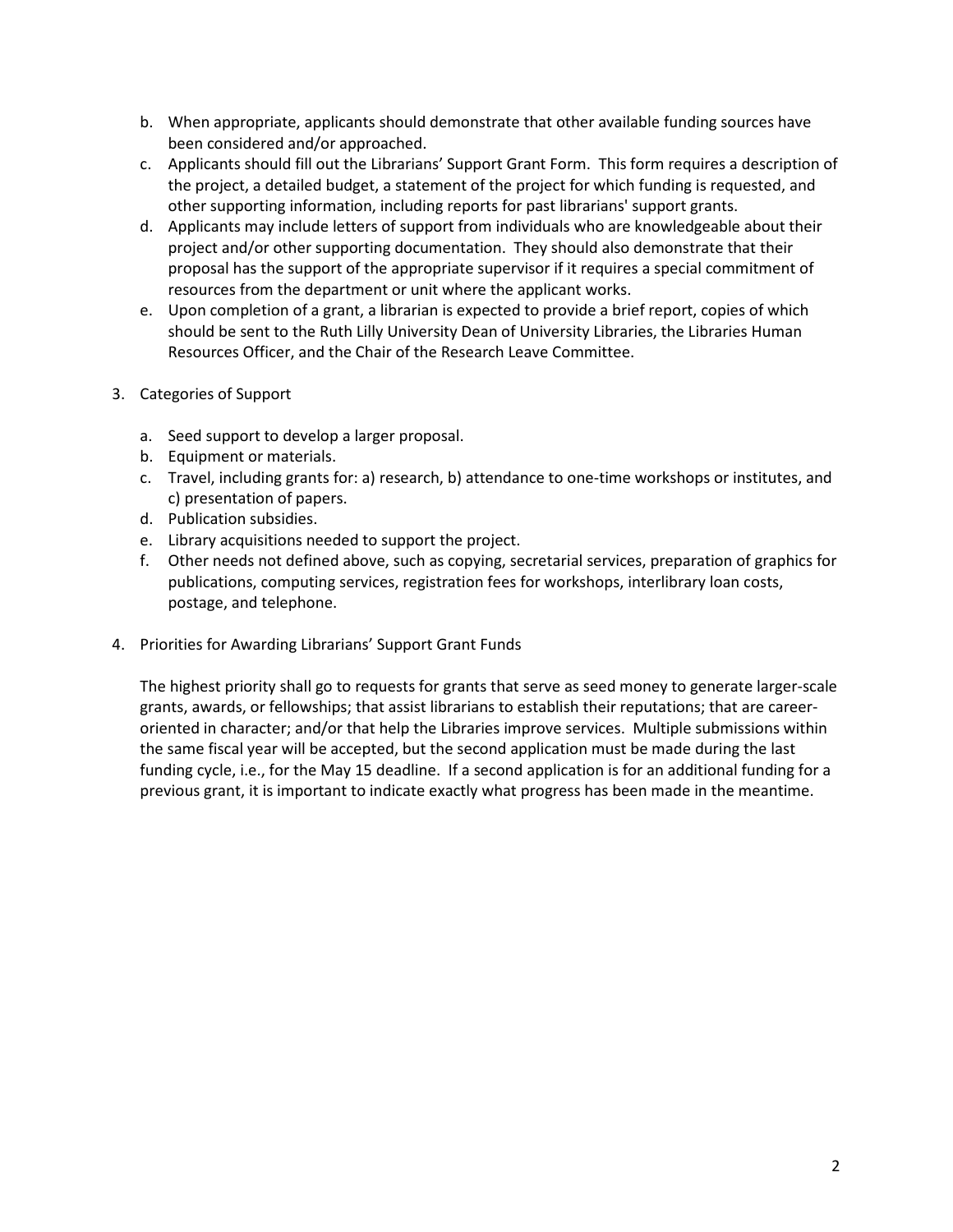b. When appropriate, applicants should demonstrate that other available funding sources have been considered and/or approached.
c. Applicants should fill out the Librarians' Support Grant Form. This form requires a description of the project, a detailed budget, a statement of the project for which funding is requested, and other supporting information, including reports for past librarians' support grants.
d. Applicants may include letters of support from individuals who are knowledgeable about their project and/or other supporting documentation. They should also demonstrate that their proposal has the support of the appropriate supervisor if it requires a special commitment of resources from the department or unit where the applicant works.
e. Upon completion of a grant, a librarian is expected to provide a brief report, copies of which should be sent to the Ruth Lilly University Dean of University Libraries, the Libraries Human Resources Officer, and the Chair of the Research Leave Committee.

3. Categories of Support

   a. Seed support to develop a larger proposal.
   b. Equipment or materials.
   c. Travel, including grants for: a) research, b) attendance to one-time workshops or institutes, and c) presentation of papers.
   d. Publication subsidies.
   e. Library acquisitions needed to support the project.
   f. Other needs not defined above, such as copying, secretarial services, preparation of graphics for publications, computing services, registration fees for workshops, interlibrary loan costs, postage, and telephone.

4. Priorities for Awarding Librarians' Support Grant Funds

   The highest priority shall go to requests for grants that serve as seed money to generate larger-scale grants, awards, or fellowships; that assist librarians to establish their reputations; that are career-oriented in character; and/or that help the Libraries improve services. Multiple submissions within the same fiscal year will be accepted, but the second application must be made during the last funding cycle, i.e., for the May 15 deadline. If a second application is for an additional funding for a previous grant, it is important to indicate exactly what progress has been made in the meantime.